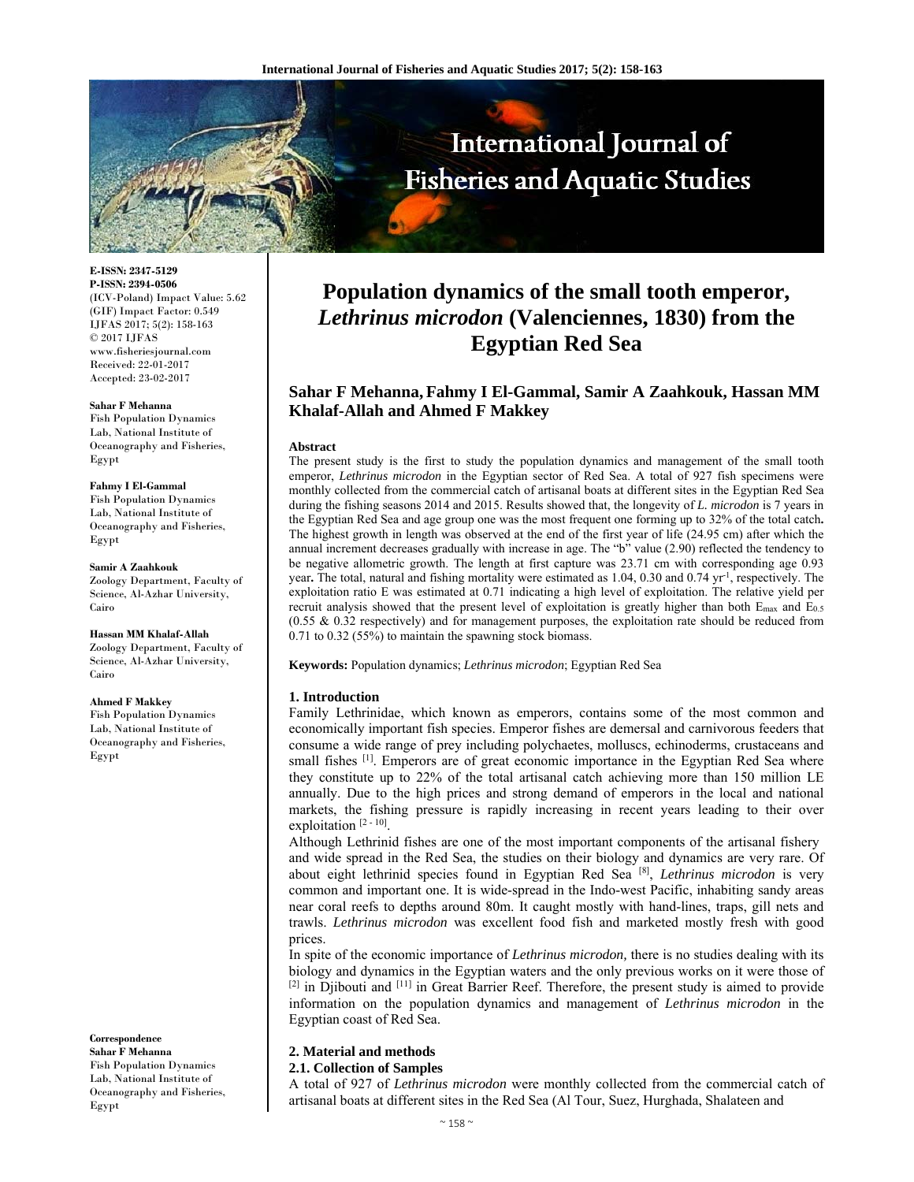# Population dynamics of the small tooth emperor, *Lethrinus microdon* (Valenciennes, 1830) from the Egyptian Red Sea

**Sahar F Mehanna, Fahmy I El-Gammal, Samir A Zaahkouk, Hassan MM Khalaf-Allah and Ahmed F Makkey**

E-ISSN: 2347-5129
P-ISSN: 2394-0506
(ICV-Poland) Impact Value: 5.62
(GIF) Impact Factor: 0.549
IJFAS 2017; 5(2): 158-163
© 2017 IJFAS
www.fisheriesjournal.com
Received: 22-01-2017
Accepted: 23-02-2017

**Sahar F Mehanna**
Fish Population Dynamics Lab, National Institute of Oceanography and Fisheries, Egypt

**Fahmy I El-Gammal**
Fish Population Dynamics Lab, National Institute of Oceanography and Fisheries, Egypt

**Samir A Zaahkouk**
Zoology Department, Faculty of Science, Al-Azhar University, Cairo

**Hassan MM Khalaf-Allah**
Zoology Department, Faculty of Science, Al-Azhar University, Cairo

**Ahmed F Makkey**
Fish Population Dynamics Lab, National Institute of Oceanography and Fisheries, Egypt

**Correspondence**
**Sahar F Mehanna**
Fish Population Dynamics Lab, National Institute of Oceanography and Fisheries, Egypt

### Abstract

The present study is the first to study the population dynamics and management of the small tooth emperor, *Lethrinus microdon* in the Egyptian sector of Red Sea. A total of 927 fish specimens were monthly collected from the commercial catch of artisanal boats at different sites in the Egyptian Red Sea during the fishing seasons 2014 and 2015. Results showed that, the longevity of *L. microdon* is 7 years in the Egyptian Red Sea and age group one was the most frequent one forming up to 32% of the total catch**.** The highest growth in length was observed at the end of the first year of life (24.95 cm) after which the annual increment decreases gradually with increase in age. The "b" value (2.90) reflected the tendency to be negative allometric growth. The length at first capture was 23.71 cm with corresponding age 0.93 year**.** The total, natural and fishing mortality were estimated as 1.04, 0.30 and 0.74 $yr^{-1}$, respectively. The exploitation ratio E was estimated at 0.71 indicating a high level of exploitation. The relative yield per recruit analysis showed that the present level of exploitation is greatly higher than both $E_{max}$ and $E_{0.5}$ (0.55 & 0.32 respectively) and for management purposes, the exploitation rate should be reduced from 0.71 to 0.32 (55%) to maintain the spawning stock biomass.

**Keywords:** Population dynamics; *Lethrinus microdon*; Egyptian Red Sea

## 1. Introduction

Family Lethrinidae, which known as emperors, contains some of the most common and economically important fish species. Emperor fishes are demersal and carnivorous feeders that consume a wide range of prey including polychaetes, molluscs, echinoderms, crustaceans and small fishes [1]. Emperors are of great economic importance in the Egyptian Red Sea where they constitute up to 22% of the total artisanal catch achieving more than 150 million LE annually. Due to the high prices and strong demand of emperors in the local and national markets, the fishing pressure is rapidly increasing in recent years leading to their over exploitation [2 - 10].

Although Lethrinid fishes are one of the most important components of the artisanal fishery and wide spread in the Red Sea, the studies on their biology and dynamics are very rare. Of about eight lethrinid species found in Egyptian Red Sea [8], *Lethrinus microdon* is very common and important one. It is wide-spread in the Indo-west Pacific, inhabiting sandy areas near coral reefs to depths around 80m. It caught mostly with hand-lines, traps, gill nets and trawls. *Lethrinus microdon* was excellent food fish and marketed mostly fresh with good prices.

In spite of the economic importance of *Lethrinus microdon,* there is no studies dealing with its biology and dynamics in the Egyptian waters and the only previous works on it were those of [2] in Djibouti and [11] in Great Barrier Reef. Therefore, the present study is aimed to provide information on the population dynamics and management of *Lethrinus microdon* in the Egyptian coast of Red Sea.

## 2. Material and methods

### 2.1. Collection of Samples

A total of 927 of *Lethrinus microdon* were monthly collected from the commercial catch of artisanal boats at different sites in the Red Sea (Al Tour, Suez, Hurghada, Shalateen and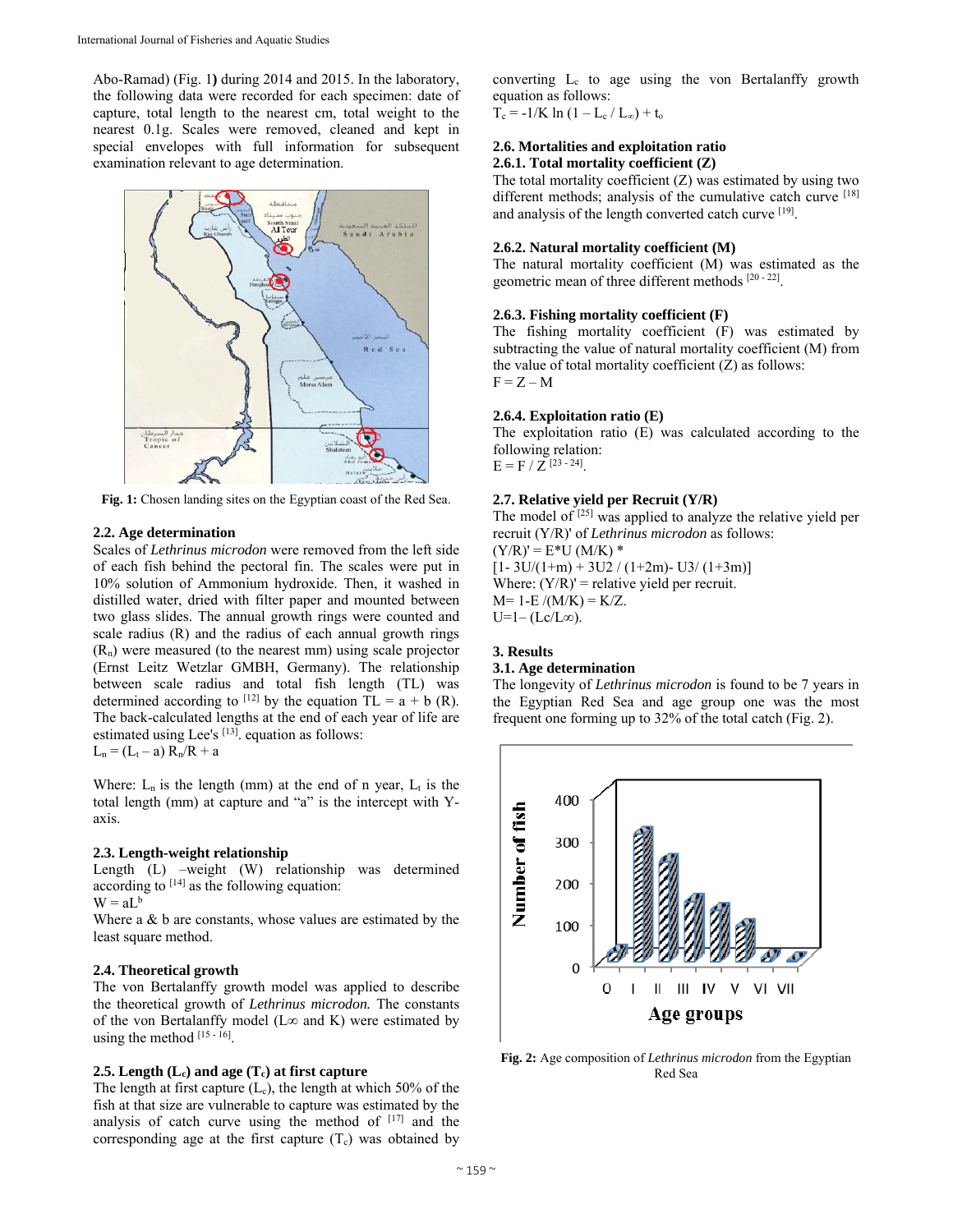Abo-Ramad) (Fig. 1) during 2014 and 2015. In the laboratory, the following data were recorded for each specimen: date of capture, total length to the nearest cm, total weight to the nearest 0.1g. Scales were removed, cleaned and kept in special envelopes with full information for subsequent examination relevant to age determination.

**Fig. 1:** Chosen landing sites on the Egyptian coast of the Red Sea.

### 2.2. Age determination

Scales of *Lethrinus microdon* were removed from the left side of each fish behind the pectoral fin. The scales were put in 10% solution of Ammonium hydroxide. Then, it washed in distilled water, dried with filter paper and mounted between two glass slides. The annual growth rings were counted and scale radius (R) and the radius of each annual growth rings ($R_n$) were measured (to the nearest mm) using scale projector (Ernst Leitz Wetzlar GMBH, Germany). The relationship between scale radius and total fish length (TL) was determined according to [12] by the equation TL = a + b (R). The back-calculated lengths at the end of each year of life are estimated using Lee's [13]. equation as follows:

$$L_n = (L_t - a)\, R_n/R + a$$

Where: $L_n$ is the length (mm) at the end of n year, $L_t$ is the total length (mm) at capture and "a" is the intercept with Y-axis.

### 2.3. Length-weight relationship

Length (L) –weight (W) relationship was determined according to [14] as the following equation:

$$W = aL^b$$

Where a & b are constants, whose values are estimated by the least square method.

### 2.4. Theoretical growth

The von Bertalanffy growth model was applied to describe the theoretical growth of *Lethrinus microdon.* The constants of the von Bertalanffy model ($L\infty$ and K) were estimated by using the method [15 - 16].

### 2.5. Length ($L_c$) and age ($T_c$) at first capture

The length at first capture ($L_c$), the length at which 50% of the fish at that size are vulnerable to capture was estimated by the analysis of catch curve using the method of [17] and the corresponding age at the first capture ($T_c$) was obtained by converting $L_c$ to age using the von Bertalanffy growth equation as follows:

$$T_c = -1/K \ln (1 - L_c / L_\infty) + t_o$$

### 2.6. Mortalities and exploitation ratio

#### 2.6.1. Total mortality coefficient (Z)

The total mortality coefficient (Z) was estimated by using two different methods; analysis of the cumulative catch curve [18] and analysis of the length converted catch curve [19].

#### 2.6.2. Natural mortality coefficient (M)

The natural mortality coefficient (M) was estimated as the geometric mean of three different methods [20 - 22].

#### 2.6.3. Fishing mortality coefficient (F)

The fishing mortality coefficient (F) was estimated by subtracting the value of natural mortality coefficient (M) from the value of total mortality coefficient (Z) as follows:

$$F = Z - M$$

#### 2.6.4. Exploitation ratio (E)

The exploitation ratio (E) was calculated according to the following relation:

$$E = F / Z$$ [23 - 24].

### 2.7. Relative yield per Recruit (Y/R)

The model of [25] was applied to analyze the relative yield per recruit (Y/R)' of *Lethrinus microdon* as follows:

$$(Y/R)' = E^*U^{(M/K)} *$$
$$[1- 3U/(1+m) + 3U^2 / (1+2m)- U^3/ (1+3m)]$$

Where: (Y/R)' = relative yield per recruit.

M= 1-E /(M/K) = K/Z.

U=1– (Lc/L∞).

## 3. Results

### 3.1. Age determination

The longevity of *Lethrinus microdon* is found to be 7 years in the Egyptian Red Sea and age group one was the most frequent one forming up to 32% of the total catch (Fig. 2).

**Fig. 2:** Age composition of *Lethrinus microdon* from the Egyptian Red Sea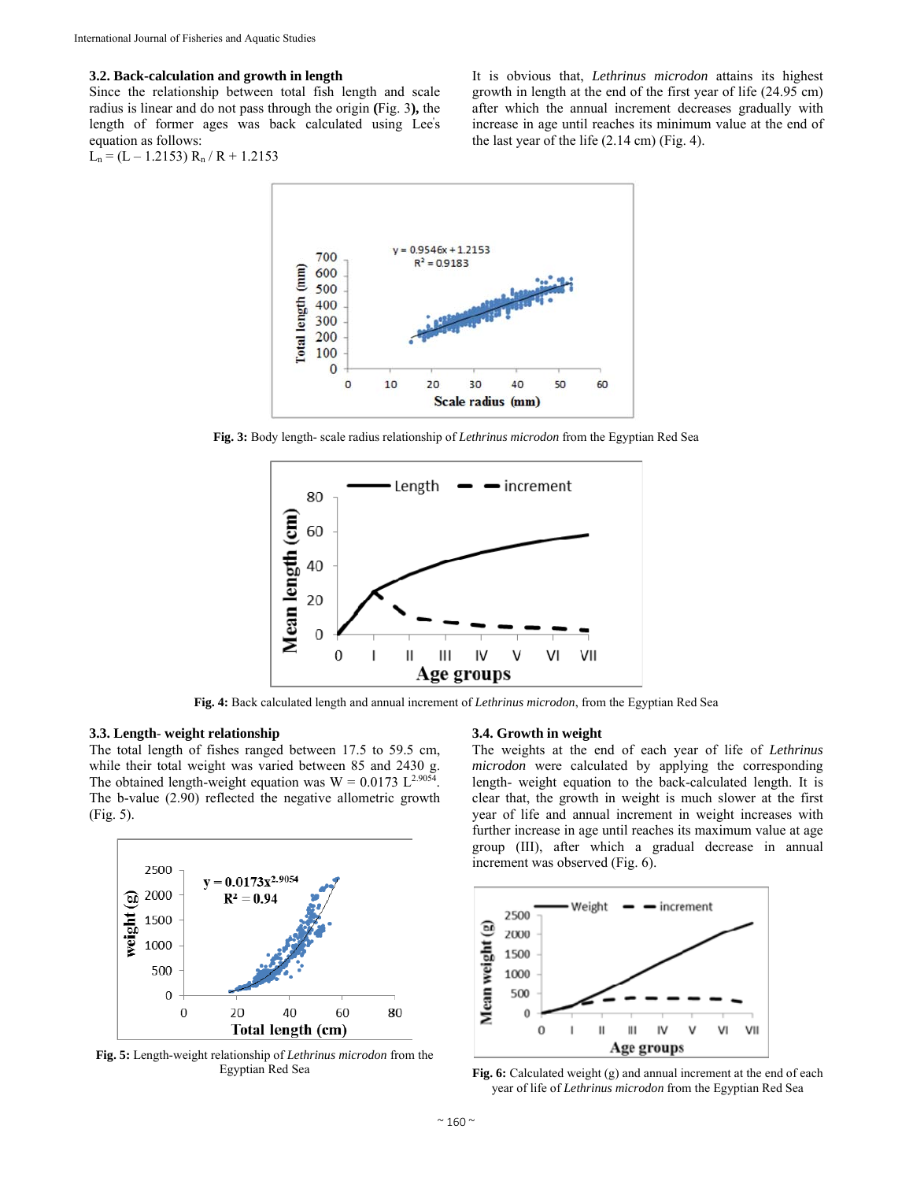### 3.2. Back-calculation and growth in length

Since the relationship between total fish length and scale radius is linear and do not pass through the origin **(**Fig. 3**),** the length of former ages was back calculated using Lee's equation as follows:

$L_n = (L - 1.2153)\ R_n / R + 1.2153$

It is obvious that, *Lethrinus microdon* attains its highest growth in length at the end of the first year of life (24.95 cm) after which the annual increment decreases gradually with increase in age until reaches its minimum value at the end of the last year of the life (2.14 cm) (Fig. 4).

**Fig. 3:** Body length- scale radius relationship of *Lethrinus microdon* from the Egyptian Red Sea

**Fig. 4:** Back calculated length and annual increment of *Lethrinus microdon*, from the Egyptian Red Sea

### 3.3. Length- weight relationship

The total length of fishes ranged between 17.5 to 59.5 cm, while their total weight was varied between 85 and 2430 g. The obtained length-weight equation was $W = 0.0173\ L^{2.9054}$. The b-value (2.90) reflected the negative allometric growth (Fig. 5).

**Fig. 5:** Length-weight relationship of *Lethrinus microdon* from the Egyptian Red Sea

### 3.4. Growth in weight

The weights at the end of each year of life of *Lethrinus microdon* were calculated by applying the corresponding length- weight equation to the back-calculated length. It is clear that, the growth in weight is much slower at the first year of life and annual increment in weight increases with further increase in age until reaches its maximum value at age group (III), after which a gradual decrease in annual increment was observed (Fig. 6).

**Fig. 6:** Calculated weight (g) and annual increment at the end of each year of life of *Lethrinus microdon* from the Egyptian Red Sea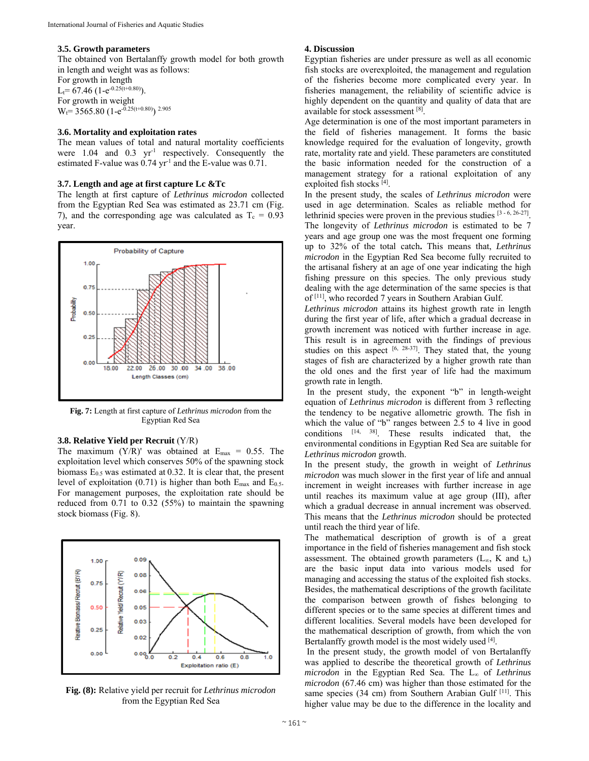### 3.5. Growth parameters

The obtained von Bertalanffy growth model for both growth in length and weight was as follows:

For growth in length

$L_t = 67.46\ (1-e^{-0.25(t+0.80)})$.

For growth in weight

$W_t = 3565.80\ (1-e^{-0.25(t+0.80)})^{2.905}$

### 3.6. Mortality and exploitation rates

The mean values of total and natural mortality coefficients were 1.04 and 0.3 $yr^{-1}$ respectively. Consequently the estimated F-value was 0.74 $yr^{-1}$ and the E-value was 0.71.

### 3.7. Length and age at first capture Lc &Tc

The length at first capture of *Lethrinus microdon* collected from the Egyptian Red Sea was estimated as 23.71 cm (Fig. 7), and the corresponding age was calculated as $T_c = 0.93$ year.

**Fig. 7:** Length at first capture of *Lethrinus microdon* from the Egyptian Red Sea

### 3.8. Relative Yield per Recruit (Y/R)

The maximum (Y/R)' was obtained at $E_{max} = 0.55$. The exploitation level which conserves 50% of the spawning stock biomass $E_{0.5}$ was estimated at 0.32. It is clear that, the present level of exploitation (0.71) is higher than both $E_{max}$ and $E_{0.5}$. For management purposes, the exploitation rate should be reduced from 0.71 to 0.32 (55%) to maintain the spawning stock biomass (Fig. 8).

**Fig. (8):** Relative yield per recruit for *Lethrinus microdon* from the Egyptian Red Sea

## 4. Discussion

Egyptian fisheries are under pressure as well as all economic fish stocks are overexploited, the management and regulation of the fisheries become more complicated every year. In fisheries management, the reliability of scientific advice is highly dependent on the quantity and quality of data that are available for stock assessment [8].

Age determination is one of the most important parameters in the field of fisheries management. It forms the basic knowledge required for the evaluation of longevity, growth rate, mortality rate and yield. These parameters are constituted the basic information needed for the construction of a management strategy for a rational exploitation of any exploited fish stocks [4].

In the present study, the scales of *Lethrinus microdon* were used in age determination. Scales as reliable method for lethrinid species were proven in the previous studies [3 - 6, 26-27]. The longevity of *Lethrinus microdon* is estimated to be 7 years and age group one was the most frequent one forming up to 32% of the total catch**.** This means that, *Lethrinus microdon* in the Egyptian Red Sea become fully recruited to the artisanal fishery at an age of one year indicating the high fishing pressure on this species. The only previous study dealing with the age determination of the same species is that of [11], who recorded 7 years in Southern Arabian Gulf.

*Lethrinus microdon* attains its highest growth rate in length during the first year of life, after which a gradual decrease in growth increment was noticed with further increase in age. This result is in agreement with the findings of previous studies on this aspect [6, 28-37]. They stated that, the young stages of fish are characterized by a higher growth rate than the old ones and the first year of life had the maximum growth rate in length.

In the present study, the exponent "b" in length-weight equation of *Lethrinus microdon* is different from 3 reflecting the tendency to be negative allometric growth. The fish in which the value of "b" ranges between 2.5 to 4 live in good conditions [14, 38]. These results indicated that, the environmental conditions in Egyptian Red Sea are suitable for *Lethrinus microdon* growth.

In the present study, the growth in weight of *Lethrinus microdon* was much slower in the first year of life and annual increment in weight increases with further increase in age until reaches its maximum value at age group (III), after which a gradual decrease in annual increment was observed. This means that the *Lethrinus microdon* should be protected until reach the third year of life.

The mathematical description of growth is of a great importance in the field of fisheries management and fish stock assessment. The obtained growth parameters ($L_\infty$, K and $t_o$) are the basic input data into various models used for managing and accessing the status of the exploited fish stocks. Besides, the mathematical descriptions of the growth facilitate the comparison between growth of fishes belonging to different species or to the same species at different times and different localities. Several models have been developed for the mathematical description of growth, from which the von Bertalanffy growth model is the most widely used [4].

In the present study, the growth model of von Bertalanffy was applied to describe the theoretical growth of *Lethrinus microdon* in the Egyptian Red Sea. The $L_\infty$ of *Lethrinus microdon* (67.46 cm) was higher than those estimated for the same species (34 cm) from Southern Arabian Gulf [11]. This higher value may be due to the difference in the locality and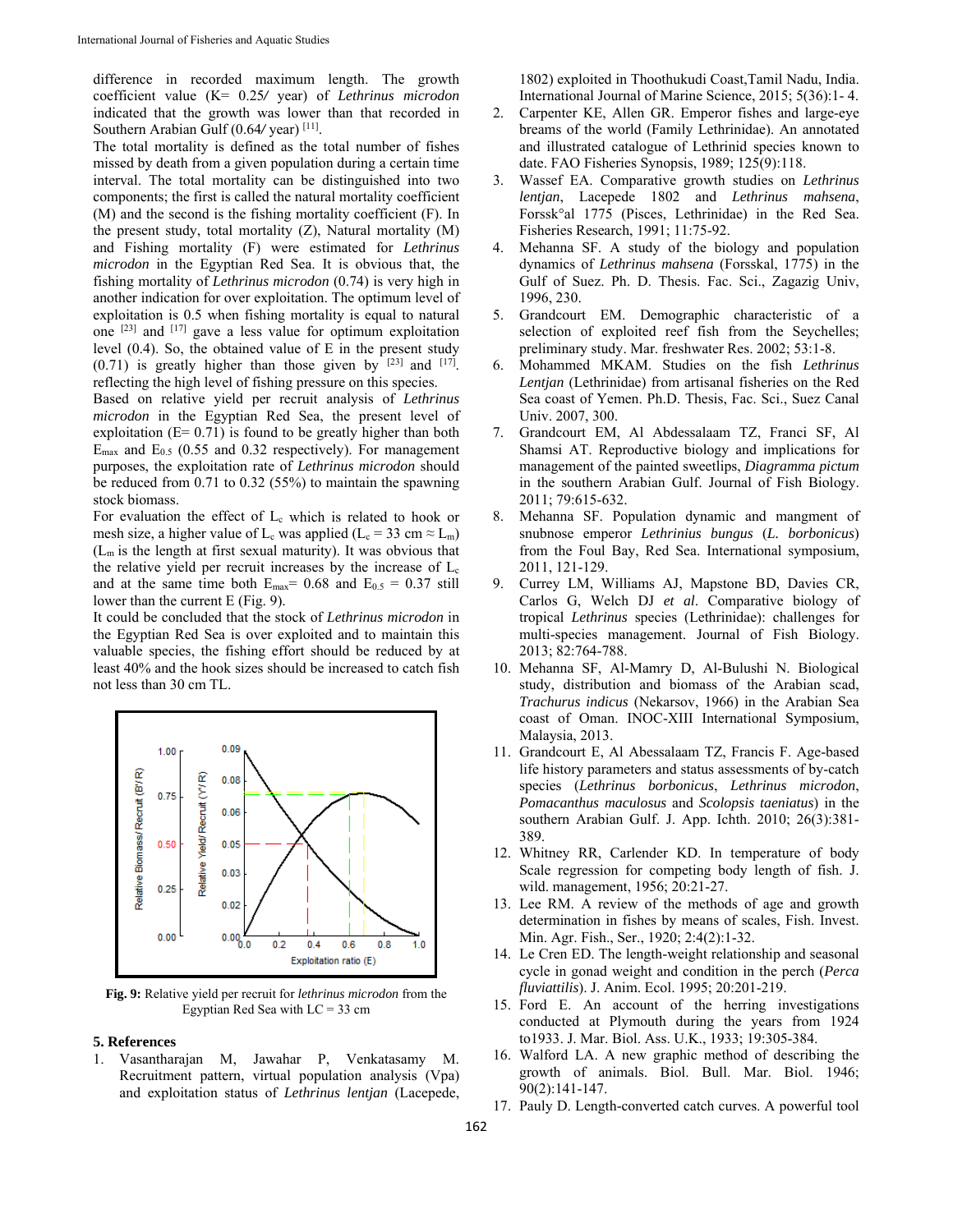difference in recorded maximum length. The growth coefficient value (K= 0.25/ year) of *Lethrinus microdon* indicated that the growth was lower than that recorded in Southern Arabian Gulf (0.64/ year) [11].

The total mortality is defined as the total number of fishes missed by death from a given population during a certain time interval. The total mortality can be distinguished into two components; the first is called the natural mortality coefficient (M) and the second is the fishing mortality coefficient (F). In the present study, total mortality (Z), Natural mortality (M) and Fishing mortality (F) were estimated for *Lethrinus microdon* in the Egyptian Red Sea. It is obvious that, the fishing mortality of *Lethrinus microdon* (0.74) is very high in another indication for over exploitation. The optimum level of exploitation is 0.5 when fishing mortality is equal to natural one [23] and [17] gave a less value for optimum exploitation level (0.4). So, the obtained value of E in the present study (0.71) is greatly higher than those given by [23] and [17]. reflecting the high level of fishing pressure on this species.

Based on relative yield per recruit analysis of *Lethrinus microdon* in the Egyptian Red Sea, the present level of exploitation (E= 0.71) is found to be greatly higher than both $E_{max}$ and $E_{0.5}$ (0.55 and 0.32 respectively). For management purposes, the exploitation rate of *Lethrinus microdon* should be reduced from 0.71 to 0.32 (55%) to maintain the spawning stock biomass.

For evaluation the effect of $L_c$ which is related to hook or mesh size, a higher value of $L_c$ was applied ($L_c$ = 33 cm ≈ $L_m$) ($L_m$ is the length at first sexual maturity). It was obvious that the relative yield per recruit increases by the increase of $L_c$ and at the same time both $E_{max}$= 0.68 and $E_{0.5}$ = 0.37 still lower than the current E (Fig. 9).

It could be concluded that the stock of *Lethrinus microdon* in the Egyptian Red Sea is over exploited and to maintain this valuable species, the fishing effort should be reduced by at least 40% and the hook sizes should be increased to catch fish not less than 30 cm TL.

**Fig. 9:** Relative yield per recruit for *lethrinus microdon* from the Egyptian Red Sea with LC = 33 cm

## 5. References

1. Vasantharajan M, Jawahar P, Venkatasamy M. Recruitment pattern, virtual population analysis (Vpa) and exploitation status of *Lethrinus lentjan* (Lacepede, 1802) exploited in Thoothukudi Coast,Tamil Nadu, India. International Journal of Marine Science, 2015; 5(36):1- 4.
2. Carpenter KE, Allen GR. Emperor fishes and large-eye breams of the world (Family Lethrinidae). An annotated and illustrated catalogue of Lethrinid species known to date. FAO Fisheries Synopsis, 1989; 125(9):118.
3. Wassef EA. Comparative growth studies on *Lethrinus lentjan*, Lacepede 1802 and *Lethrinus mahsena*, Forssk°al 1775 (Pisces, Lethrinidae) in the Red Sea. Fisheries Research, 1991; 11:75-92.
4. Mehanna SF. A study of the biology and population dynamics of *Lethrinus mahsena* (Forsskal, 1775) in the Gulf of Suez. Ph. D. Thesis. Fac. Sci., Zagazig Univ, 1996, 230.
5. Grandcourt EM. Demographic characteristic of a selection of exploited reef fish from the Seychelles; preliminary study. Mar. freshwater Res. 2002; 53:1-8.
6. Mohammed MKAM. Studies on the fish *Lethrinus Lentjan* (Lethrinidae) from artisanal fisheries on the Red Sea coast of Yemen. Ph.D. Thesis, Fac. Sci., Suez Canal Univ. 2007, 300.
7. Grandcourt EM, Al Abdessalaam TZ, Franci SF, Al Shamsi AT. Reproductive biology and implications for management of the painted sweetlips, *Diagramma pictum* in the southern Arabian Gulf. Journal of Fish Biology. 2011; 79:615-632.
8. Mehanna SF. Population dynamic and mangment of snubnose emperor *Lethrinus bungus* (*L. borbonicus*) from the Foul Bay, Red Sea. International symposium, 2011, 121-129.
9. Currey LM, Williams AJ, Mapstone BD, Davies CR, Carlos G, Welch DJ *et al*. Comparative biology of tropical *Lethrinus* species (Lethrinidae): challenges for multi-species management. Journal of Fish Biology. 2013; 82:764-788.
10. Mehanna SF, Al-Mamry D, Al-Bulushi N. Biological study, distribution and biomass of the Arabian scad, *Trachurus indicus* (Nekarsov, 1966) in the Arabian Sea coast of Oman. INOC-XIII International Symposium, Malaysia, 2013.
11. Grandcourt E, Al Abessalaam TZ, Francis F. Age-based life history parameters and status assessments of by-catch species (*Lethrinus borbonicus*, *Lethrinus microdon*, *Pomacanthus maculosus* and *Scolopsis taeniatus*) in the southern Arabian Gulf. J. App. Ichth. 2010; 26(3):381-389.
12. Whitney RR, Carlender KD. In temperature of body Scale regression for competing body length of fish. J. wild. management, 1956; 20:21-27.
13. Lee RM. A review of the methods of age and growth determination in fishes by means of scales, Fish. Invest. Min. Agr. Fish., Ser., 1920; 2:4(2):1-32.
14. Le Cren ED. The length-weight relationship and seasonal changes in gonad weight and condition in the perch (*Perca fluviattilis*). J. Anim. Ecol. 1995; 20:201-219.
15. Ford E. An account of the herring investigations conducted at Plymouth during the years from 1924 to1933. J. Mar. Biol. Ass. U.K., 1933; 19:305-384.
16. Walford LA. A new graphic method of describing the growth of animals. Biol. Bull. Mar. Biol. 1946; 90(2):141-147.
17. Pauly D. Length-converted catch curves. A powerful tool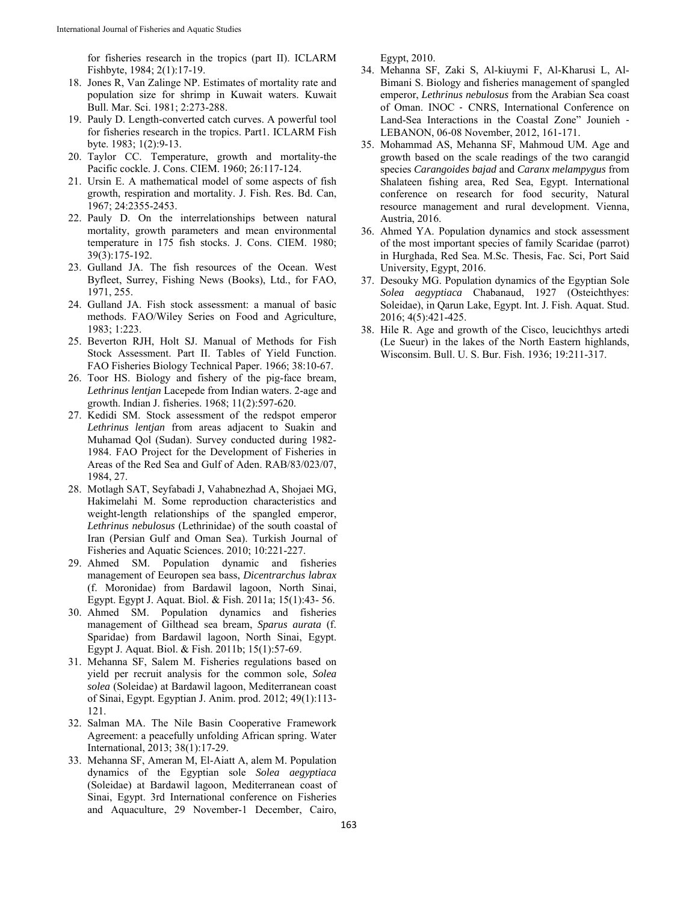for fisheries research in the tropics (part II). ICLARM Fishbyte, 1984; 2(1):17-19.

18. Jones R, Van Zalinge NP. Estimates of mortality rate and population size for shrimp in Kuwait waters. Kuwait Bull. Mar. Sci. 1981; 2:273-288.
19. Pauly D. Length-converted catch curves. A powerful tool for fisheries research in the tropics. Part1. ICLARM Fish byte. 1983; 1(2):9-13.
20. Taylor CC. Temperature, growth and mortality-the Pacific cockle. J. Cons. CIEM. 1960; 26:117-124.
21. Ursin E. A mathematical model of some aspects of fish growth, respiration and mortality. J. Fish. Res. Bd. Can, 1967; 24:2355-2453.
22. Pauly D. On the interrelationships between natural mortality, growth parameters and mean environmental temperature in 175 fish stocks. J. Cons. CIEM. 1980; 39(3):175-192.
23. Gulland JA. The fish resources of the Ocean. West Byfleet, Surrey, Fishing News (Books), Ltd., for FAO, 1971, 255.
24. Gulland JA. Fish stock assessment: a manual of basic methods. FAO/Wiley Series on Food and Agriculture, 1983; 1:223.
25. Beverton RJH, Holt SJ. Manual of Methods for Fish Stock Assessment. Part II. Tables of Yield Function. FAO Fisheries Biology Technical Paper. 1966; 38:10-67.
26. Toor HS. Biology and fishery of the pig-face bream, *Lethrinus lentjan* Lacepede from Indian waters. 2-age and growth. Indian J. fisheries. 1968; 11(2):597-620.
27. Kedidi SM. Stock assessment of the redspot emperor *Lethrinus lentjan* from areas adjacent to Suakin and Muhamad Qol (Sudan). Survey conducted during 1982-1984. FAO Project for the Development of Fisheries in Areas of the Red Sea and Gulf of Aden. RAB/83/023/07, 1984, 27.
28. Motlagh SAT, Seyfabadi J, Vahabnezhad A, Shojaei MG, Hakimelahi M. Some reproduction characteristics and weight-length relationships of the spangled emperor, *Lethrinus nebulosus* (Lethrinidae) of the south coastal of Iran (Persian Gulf and Oman Sea). Turkish Journal of Fisheries and Aquatic Sciences. 2010; 10:221-227.
29. Ahmed SM. Population dynamic and fisheries management of Eeuropen sea bass, *Dicentrarchus labrax* (f. Moronidae) from Bardawil lagoon, North Sinai, Egypt. Egypt J. Aquat. Biol. & Fish. 2011a; 15(1):43- 56.
30. Ahmed SM. Population dynamics and fisheries management of Gilthead sea bream, *Sparus aurata* (f. Sparidae) from Bardawil lagoon, North Sinai, Egypt. Egypt J. Aquat. Biol. & Fish. 2011b; 15(1):57-69.
31. Mehanna SF, Salem M. Fisheries regulations based on yield per recruit analysis for the common sole, *Solea solea* (Soleidae) at Bardawil lagoon, Mediterranean coast of Sinai, Egypt. Egyptian J. Anim. prod. 2012; 49(1):113-121.
32. Salman MA. The Nile Basin Cooperative Framework Agreement: a peacefully unfolding African spring. Water International, 2013; 38(1):17-29.
33. Mehanna SF, Ameran M, El-Aiatt A, alem M. Population dynamics of the Egyptian sole *Solea aegyptiaca* (Soleidae) at Bardawil lagoon, Mediterranean coast of Sinai, Egypt. 3rd International conference on Fisheries and Aquaculture, 29 November-1 December, Cairo, Egypt, 2010.
34. Mehanna SF, Zaki S, Al-kiuymi F, Al-Kharusi L, Al-Bimani S. Biology and fisheries management of spangled emperor, *Lethrinus nebulosus* from the Arabian Sea coast of Oman. INOC - CNRS, International Conference on Land-Sea Interactions in the Coastal Zone" Jounieh - LEBANON, 06-08 November, 2012, 161-171.
35. Mohammad AS, Mehanna SF, Mahmoud UM. Age and growth based on the scale readings of the two carangid species *Carangoides bajad* and *Caranx melampygus* from Shalateen fishing area, Red Sea, Egypt. International conference on research for food security, Natural resource management and rural development. Vienna, Austria, 2016.
36. Ahmed YA. Population dynamics and stock assessment of the most important species of family Scaridae (parrot) in Hurghada, Red Sea. M.Sc. Thesis, Fac. Sci, Port Said University, Egypt, 2016.
37. Desouky MG. Population dynamics of the Egyptian Sole *Solea aegyptiaca* Chabanaud, 1927 (Osteichthyes: Soleidae), in Qarun Lake, Egypt. Int. J. Fish. Aquat. Stud. 2016; 4(5):421-425.
38. Hile R. Age and growth of the Cisco, leucichthys artedi (Le Sueur) in the lakes of the North Eastern highlands, Wisconsim. Bull. U. S. Bur. Fish. 1936; 19:211-317.